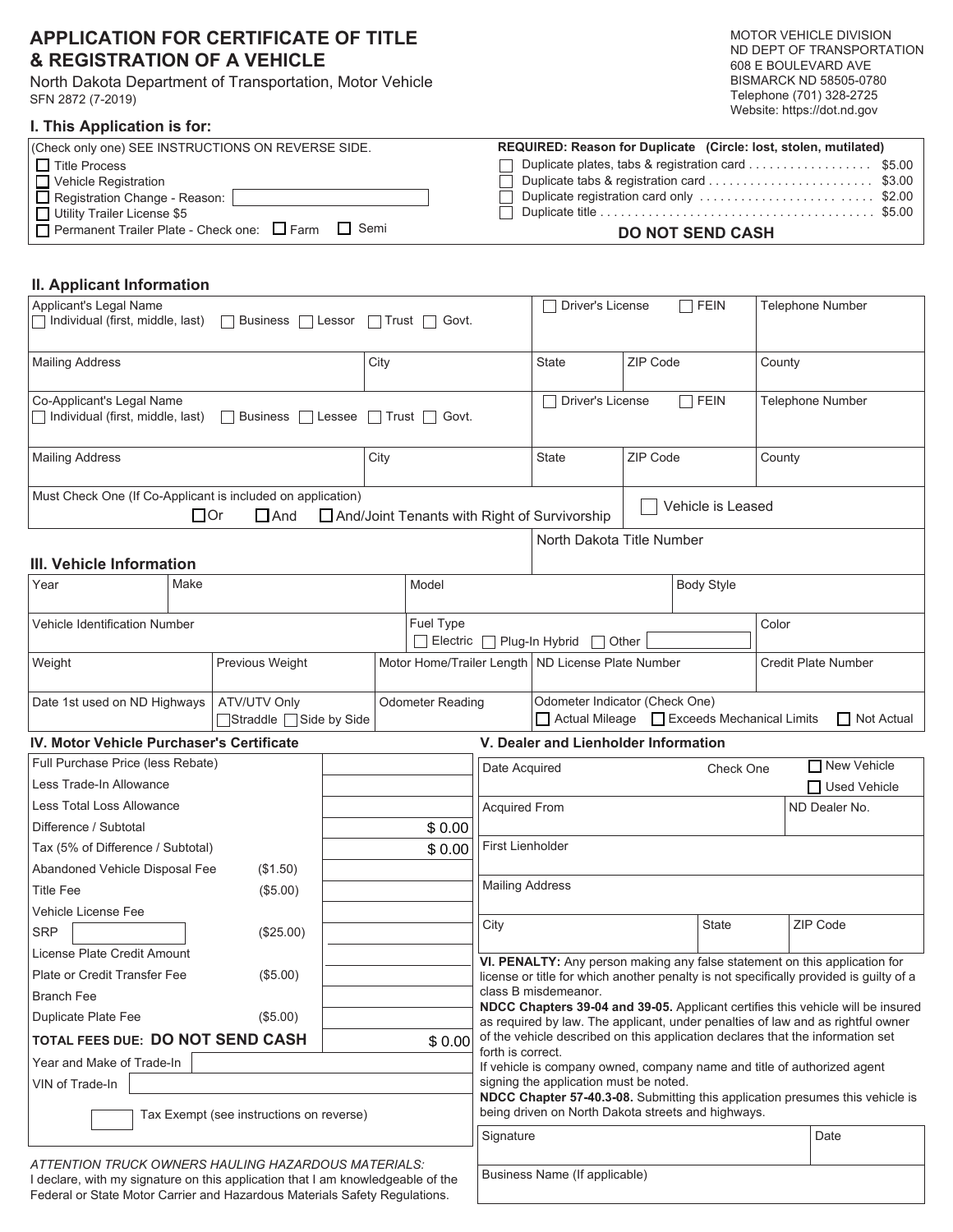# APPLICATION FOR CERTIFICATE OF TITLE & REGISTRATION OF A VEHICLE

North Dakota Department of Transportation, Motor Vehicle
SFN 2872 (7-2019)

MOTOR VEHICLE DIVISION
ND DEPT OF TRANSPORTATION
608 E BOULEVARD AVE
BISMARCK ND 58505-0780
Telephone (701) 328-2725
Website: https://dot.nd.gov

## I. This Application is for:

(Check only one) SEE INSTRUCTIONS ON REVERSE SIDE.

- ☐ Title Process
- ☐ Vehicle Registration
- ☐ Registration Change - Reason: ____________
- ☐ Utility Trailer License $5
- ☐ Permanent Trailer Plate - Check one: ☐ Farm ☐ Semi

**REQUIRED: Reason for Duplicate (Circle: lost, stolen, mutilated)**

- ☐ Duplicate plates, tabs & registration card . . . . . . . . . . . . . . . . . $5.00
- ☐ Duplicate tabs & registration card . . . . . . . . . . . . . . . . . . . . . . . $3.00
- ☐ Duplicate registration card only . . . . . . . . . . . . . . . . . . . . . . . $2.00
- ☐ Duplicate title . . . . . . . . . . . . . . . . . . . . . . . . . . . . . . . . . . . . . . . $5.00

**DO NOT SEND CASH**

## II. Applicant Information

| Applicant's Legal Name ☐ Individual (first, middle, last) ☐ Business ☐ Lessor ☐ Trust ☐ Govt. | | ☐ Driver's License | ☐ FEIN | Telephone Number |
|---|---|---|---|---|
| Mailing Address | City | State | ZIP Code | County |
| Co-Applicant's Legal Name ☐ Individual (first, middle, last) ☐ Business ☐ Lessee ☐ Trust ☐ Govt. | | ☐ Driver's License | ☐ FEIN | Telephone Number |
| Mailing Address | City | State | ZIP Code | County |
| Must Check One (If Co-Applicant is included on application) ☐ Or ☐ And ☐ And/Joint Tenants with Right of Survivorship | | | ☐ Vehicle is Leased | |
| | | North Dakota Title Number | | |

## III. Vehicle Information

| Year | Make | Model | | Body Style |
|---|---|---|---|---|
| Vehicle Identification Number | | Fuel Type ☐ Electric ☐ Plug-In Hybrid ☐ Other ____ | | Color |
| Weight | Previous Weight | Motor Home/Trailer Length | ND License Plate Number | Credit Plate Number |
| Date 1st used on ND Highways | ATV/UTV Only ☐ Straddle ☐ Side by Side | Odometer Reading | Odometer Indicator (Check One) ☐ Actual Mileage ☐ Exceeds Mechanical Limits ☐ Not Actual | |

## IV. Motor Vehicle Purchaser's Certificate

| Item | | Amount |
|---|---|---|
| Full Purchase Price (less Rebate) | | |
| Less Trade-In Allowance | | |
| Less Total Loss Allowance | | |
| Difference / Subtotal | | $ 0.00 |
| Tax (5% of Difference / Subtotal) | | $ 0.00 |
| Abandoned Vehicle Disposal Fee | ($1.50) | |
| Title Fee | ($5.00) | |
| Vehicle License Fee | | |
| SRP ____ | ($25.00) | |
| License Plate Credit Amount | | |
| Plate or Credit Transfer Fee | ($5.00) | |
| Branch Fee | | |
| Duplicate Plate Fee | ($5.00) | |
| **TOTAL FEES DUE: DO NOT SEND CASH** | | $ 0.00 |

Year and Make of Trade-In ____________

VIN of Trade-In ____________

☐ Tax Exempt (see instructions on reverse)

*ATTENTION TRUCK OWNERS HAULING HAZARDOUS MATERIALS:*
I declare, with my signature on this application that I am knowledgeable of the Federal or State Motor Carrier and Hazardous Materials Safety Regulations.

## V. Dealer and Lienholder Information

| Date Acquired | Check One | ☐ New Vehicle ☐ Used Vehicle |
|---|---|---|
| Acquired From | | ND Dealer No. |
| First Lienholder | | |
| Mailing Address | | |
| City | State | ZIP Code |

**VI. PENALTY:** Any person making any false statement on this application for license or title for which another penalty is not specifically provided is guilty of a class B misdemeanor.

**NDCC Chapters 39-04 and 39-05.** Applicant certifies this vehicle will be insured as required by law. The applicant, under penalties of law and as rightful owner of the vehicle described on this application declares that the information set forth is correct.

If vehicle is company owned, company name and title of authorized agent signing the application must be noted.

**NDCC Chapter 57-40.3-08.** Submitting this application presumes this vehicle is being driven on North Dakota streets and highways.

| Signature | Date |
|---|---|
| Business Name (If applicable) | |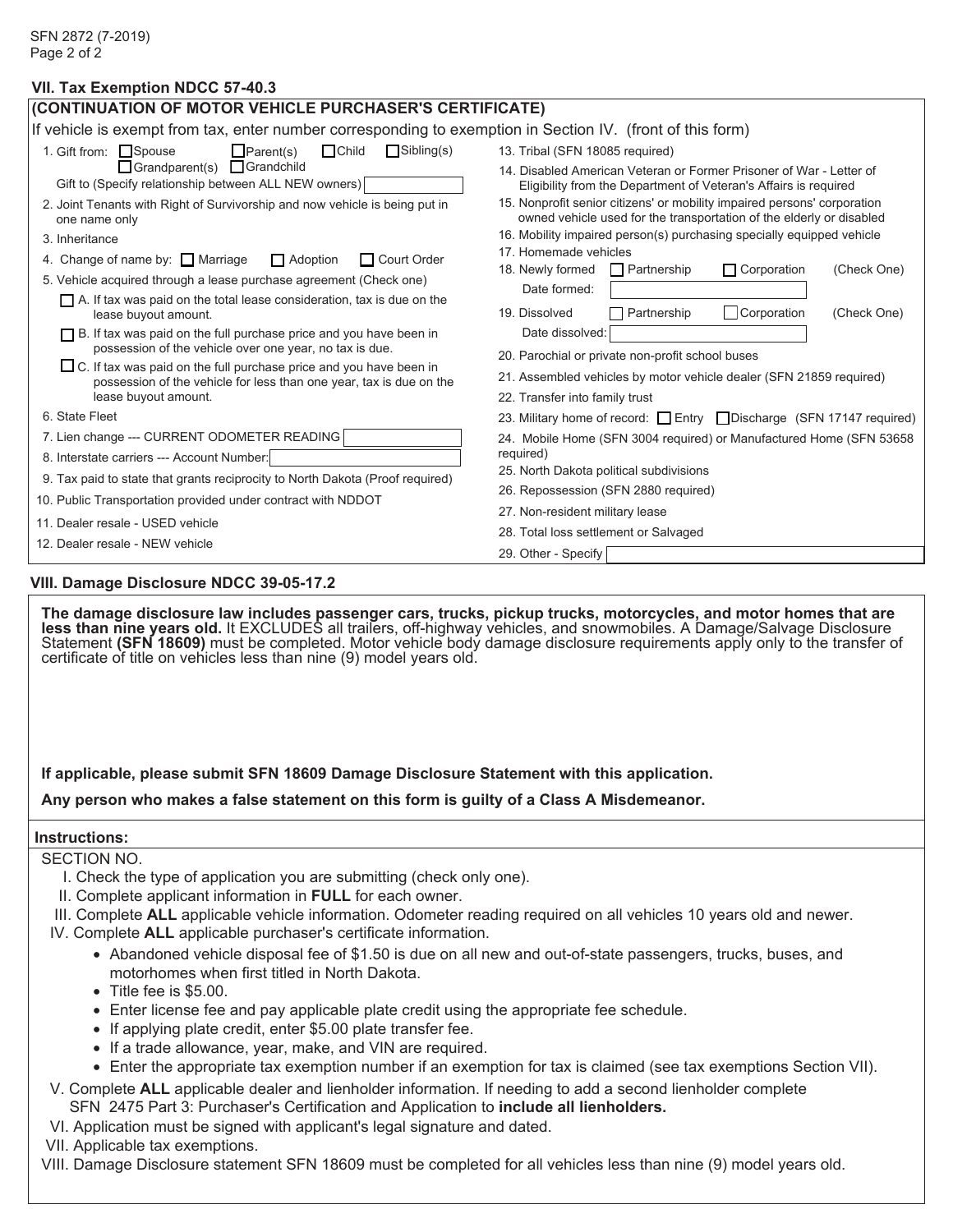### VII. Tax Exemption NDCC 57-40.3

**(CONTINUATION OF MOTOR VEHICLE PURCHASER'S CERTIFICATE)**

If vehicle is exempt from tax, enter number corresponding to exemption in Section IV. (front of this form)

1. Gift from: ☐ Spouse ☐ Parent(s) ☐ Child ☐ Sibling(s) ☐ Grandparent(s) ☐ Grandchild
   Gift to (Specify relationship between ALL NEW owners) ______
2. Joint Tenants with Right of Survivorship and now vehicle is being put in one name only
3. Inheritance
4. Change of name by: ☐ Marriage ☐ Adoption ☐ Court Order
5. Vehicle acquired through a lease purchase agreement (Check one)
   - ☐ A. If tax was paid on the total lease consideration, tax is due on the lease buyout amount.
   - ☐ B. If tax was paid on the full purchase price and you have been in possession of the vehicle over one year, no tax is due.
   - ☐ C. If tax was paid on the full purchase price and you have been in possession of the vehicle for less than one year, tax is due on the lease buyout amount.
6. State Fleet
7. Lien change --- CURRENT ODOMETER READING ______
8. Interstate carriers --- Account Number: ______
9. Tax paid to state that grants reciprocity to North Dakota (Proof required)
10. Public Transportation provided under contract with NDDOT
11. Dealer resale - USED vehicle
12. Dealer resale - NEW vehicle
13. Tribal (SFN 18085 required)
14. Disabled American Veteran or Former Prisoner of War - Letter of Eligibility from the Department of Veteran's Affairs is required
15. Nonprofit senior citizens' or mobility impaired persons' corporation owned vehicle used for the transportation of the elderly or disabled
16. Mobility impaired person(s) purchasing specially equipped vehicle
17. Homemade vehicles
18. Newly formed ☐ Partnership ☐ Corporation (Check One)
    Date formed: ______
19. Dissolved ☐ Partnership ☐ Corporation (Check One)
    Date dissolved: ______
20. Parochial or private non-profit school buses
21. Assembled vehicles by motor vehicle dealer (SFN 21859 required)
22. Transfer into family trust
23. Military home of record: ☐ Entry ☐ Discharge (SFN 17147 required)
24. Mobile Home (SFN 3004 required) or Manufactured Home (SFN 53658 required)
25. North Dakota political subdivisions
26. Repossession (SFN 2880 required)
27. Non-resident military lease
28. Total loss settlement or Salvaged
29. Other - Specify ______

### VIII. Damage Disclosure NDCC 39-05-17.2

**The damage disclosure law includes passenger cars, trucks, pickup trucks, motorcycles, and motor homes that are less than nine years old.** It EXCLUDES all trailers, off-highway vehicles, and snowmobiles. A Damage/Salvage Disclosure Statement **(SFN 18609)** must be completed. Motor vehicle body damage disclosure requirements apply only to the transfer of certificate of title on vehicles less than nine (9) model years old.

**If applicable, please submit SFN 18609 Damage Disclosure Statement with this application.**

**Any person who makes a false statement on this form is guilty of a Class A Misdemeanor.**

### Instructions:

SECTION NO.

- I. Check the type of application you are submitting (check only one).
- II. Complete applicant information in **FULL** for each owner.
- III. Complete **ALL** applicable vehicle information. Odometer reading required on all vehicles 10 years old and newer.
- IV. Complete **ALL** applicable purchaser's certificate information.
  - Abandoned vehicle disposal fee of $1.50 is due on all new and out-of-state passengers, trucks, buses, and motorhomes when first titled in North Dakota.
  - Title fee is $5.00.
  - Enter license fee and pay applicable plate credit using the appropriate fee schedule.
  - If applying plate credit, enter $5.00 plate transfer fee.
  - If a trade allowance, year, make, and VIN are required.
  - Enter the appropriate tax exemption number if an exemption for tax is claimed (see tax exemptions Section VII).
- V. Complete **ALL** applicable dealer and lienholder information. If needing to add a second lienholder complete SFN 2475 Part 3: Purchaser's Certification and Application to **include all lienholders.**
- VI. Application must be signed with applicant's legal signature and dated.
- VII. Applicable tax exemptions.
- VIII. Damage Disclosure statement SFN 18609 must be completed for all vehicles less than nine (9) model years old.